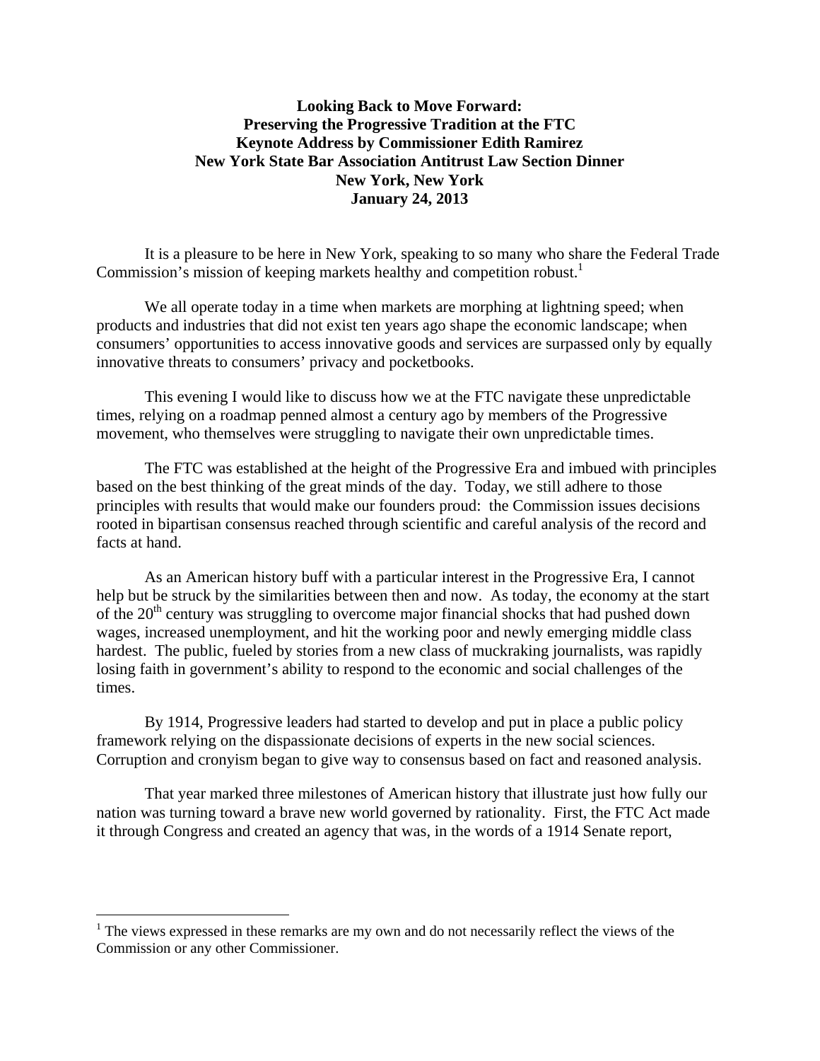**Looking Back to Move Forward:**
**Preserving the Progressive Tradition at the FTC**
**Keynote Address by Commissioner Edith Ramirez**
**New York State Bar Association Antitrust Law Section Dinner**
**New York, New York**
**January 24, 2013**

It is a pleasure to be here in New York, speaking to so many who share the Federal Trade Commission's mission of keeping markets healthy and competition robust.[1]

We all operate today in a time when markets are morphing at lightning speed; when products and industries that did not exist ten years ago shape the economic landscape; when consumers' opportunities to access innovative goods and services are surpassed only by equally innovative threats to consumers' privacy and pocketbooks.

This evening I would like to discuss how we at the FTC navigate these unpredictable times, relying on a roadmap penned almost a century ago by members of the Progressive movement, who themselves were struggling to navigate their own unpredictable times.

The FTC was established at the height of the Progressive Era and imbued with principles based on the best thinking of the great minds of the day. Today, we still adhere to those principles with results that would make our founders proud: the Commission issues decisions rooted in bipartisan consensus reached through scientific and careful analysis of the record and facts at hand.

As an American history buff with a particular interest in the Progressive Era, I cannot help but be struck by the similarities between then and now. As today, the economy at the start of the 20th century was struggling to overcome major financial shocks that had pushed down wages, increased unemployment, and hit the working poor and newly emerging middle class hardest. The public, fueled by stories from a new class of muckraking journalists, was rapidly losing faith in government's ability to respond to the economic and social challenges of the times.

By 1914, Progressive leaders had started to develop and put in place a public policy framework relying on the dispassionate decisions of experts in the new social sciences. Corruption and cronyism began to give way to consensus based on fact and reasoned analysis.

That year marked three milestones of American history that illustrate just how fully our nation was turning toward a brave new world governed by rationality. First, the FTC Act made it through Congress and created an agency that was, in the words of a 1914 Senate report,

[1] The views expressed in these remarks are my own and do not necessarily reflect the views of the Commission or any other Commissioner.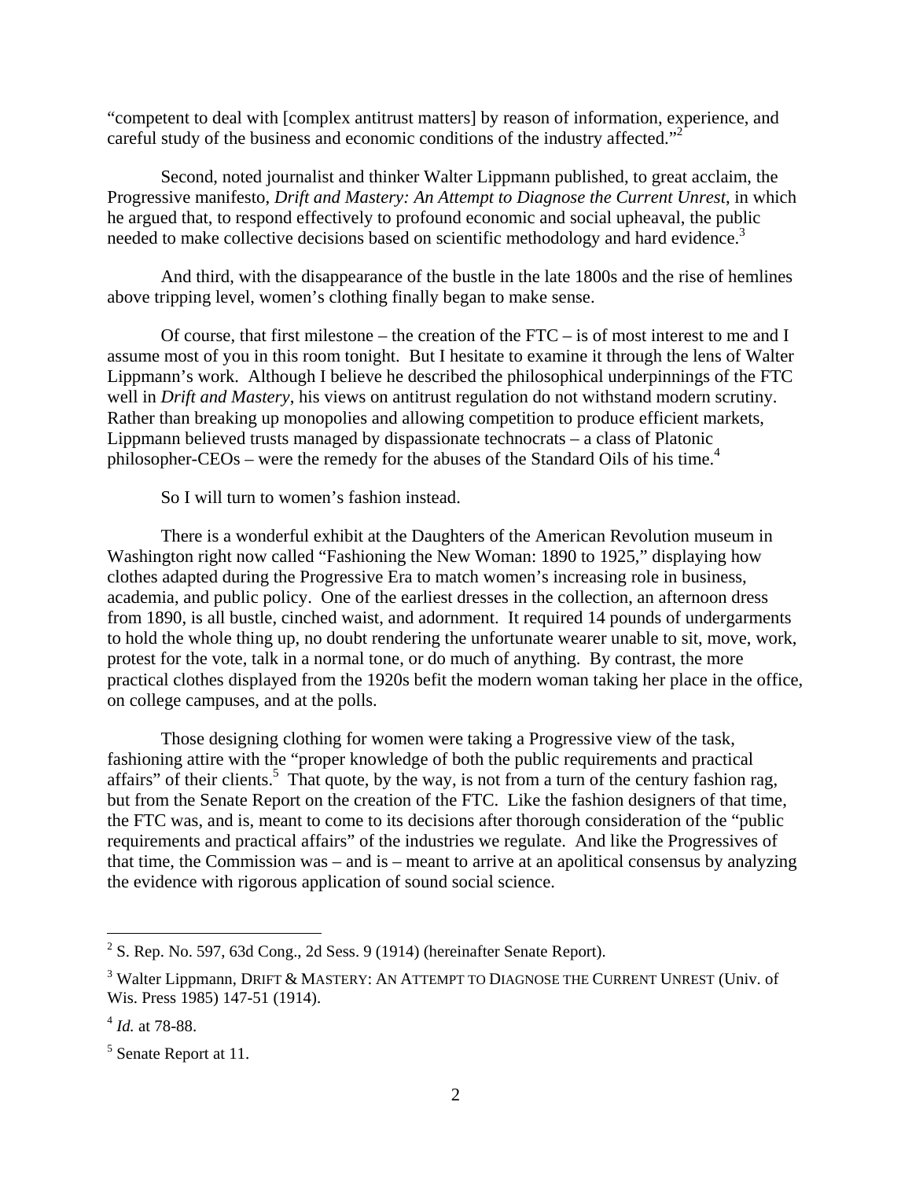"competent to deal with [complex antitrust matters] by reason of information, experience, and careful study of the business and economic conditions of the industry affected."[2]

Second, noted journalist and thinker Walter Lippmann published, to great acclaim, the Progressive manifesto, *Drift and Mastery: An Attempt to Diagnose the Current Unrest*, in which he argued that, to respond effectively to profound economic and social upheaval, the public needed to make collective decisions based on scientific methodology and hard evidence.[3]

And third, with the disappearance of the bustle in the late 1800s and the rise of hemlines above tripping level, women's clothing finally began to make sense.

Of course, that first milestone – the creation of the FTC – is of most interest to me and I assume most of you in this room tonight. But I hesitate to examine it through the lens of Walter Lippmann's work. Although I believe he described the philosophical underpinnings of the FTC well in *Drift and Mastery*, his views on antitrust regulation do not withstand modern scrutiny. Rather than breaking up monopolies and allowing competition to produce efficient markets, Lippmann believed trusts managed by dispassionate technocrats – a class of Platonic philosopher-CEOs – were the remedy for the abuses of the Standard Oils of his time.[4]

So I will turn to women's fashion instead.

There is a wonderful exhibit at the Daughters of the American Revolution museum in Washington right now called "Fashioning the New Woman: 1890 to 1925," displaying how clothes adapted during the Progressive Era to match women's increasing role in business, academia, and public policy. One of the earliest dresses in the collection, an afternoon dress from 1890, is all bustle, cinched waist, and adornment. It required 14 pounds of undergarments to hold the whole thing up, no doubt rendering the unfortunate wearer unable to sit, move, work, protest for the vote, talk in a normal tone, or do much of anything. By contrast, the more practical clothes displayed from the 1920s befit the modern woman taking her place in the office, on college campuses, and at the polls.

Those designing clothing for women were taking a Progressive view of the task, fashioning attire with the "proper knowledge of both the public requirements and practical affairs" of their clients.[5] That quote, by the way, is not from a turn of the century fashion rag, but from the Senate Report on the creation of the FTC. Like the fashion designers of that time, the FTC was, and is, meant to come to its decisions after thorough consideration of the "public requirements and practical affairs" of the industries we regulate. And like the Progressives of that time, the Commission was – and is – meant to arrive at an apolitical consensus by analyzing the evidence with rigorous application of sound social science.

---

[2] S. Rep. No. 597, 63d Cong., 2d Sess. 9 (1914) (hereinafter Senate Report).

[3] Walter Lippmann, DRIFT & MASTERY: AN ATTEMPT TO DIAGNOSE THE CURRENT UNREST (Univ. of Wis. Press 1985) 147-51 (1914).

[4] *Id.* at 78-88.

[5] Senate Report at 11.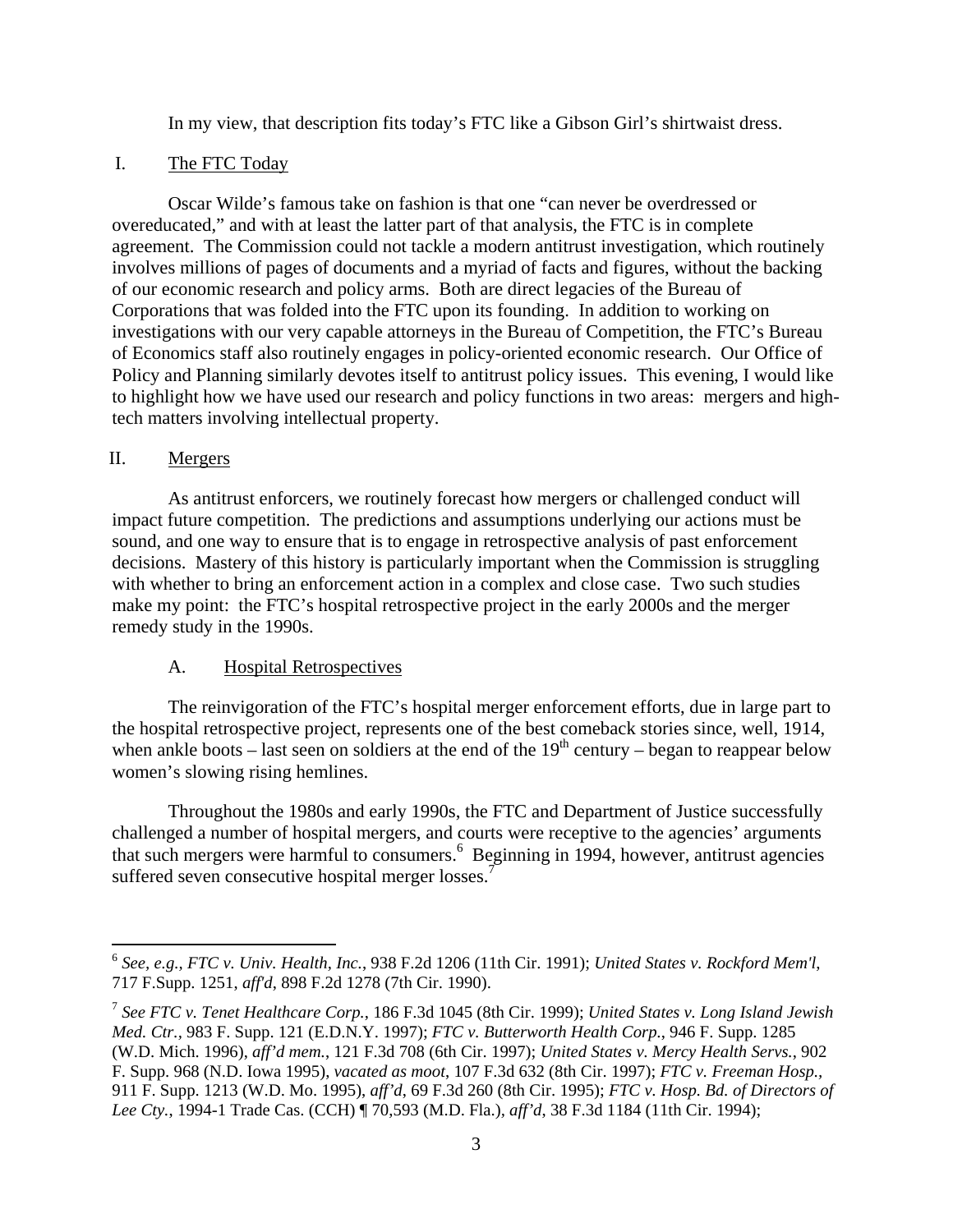In my view, that description fits today's FTC like a Gibson Girl's shirtwaist dress.

## I. The FTC Today

Oscar Wilde's famous take on fashion is that one "can never be overdressed or overeducated," and with at least the latter part of that analysis, the FTC is in complete agreement. The Commission could not tackle a modern antitrust investigation, which routinely involves millions of pages of documents and a myriad of facts and figures, without the backing of our economic research and policy arms. Both are direct legacies of the Bureau of Corporations that was folded into the FTC upon its founding. In addition to working on investigations with our very capable attorneys in the Bureau of Competition, the FTC's Bureau of Economics staff also routinely engages in policy-oriented economic research. Our Office of Policy and Planning similarly devotes itself to antitrust policy issues. This evening, I would like to highlight how we have used our research and policy functions in two areas: mergers and high-tech matters involving intellectual property.

## II. Mergers

As antitrust enforcers, we routinely forecast how mergers or challenged conduct will impact future competition. The predictions and assumptions underlying our actions must be sound, and one way to ensure that is to engage in retrospective analysis of past enforcement decisions. Mastery of this history is particularly important when the Commission is struggling with whether to bring an enforcement action in a complex and close case. Two such studies make my point: the FTC's hospital retrospective project in the early 2000s and the merger remedy study in the 1990s.

### A. Hospital Retrospectives

The reinvigoration of the FTC's hospital merger enforcement efforts, due in large part to the hospital retrospective project, represents one of the best comeback stories since, well, 1914, when ankle boots – last seen on soldiers at the end of the 19th century – began to reappear below women's slowing rising hemlines.

Throughout the 1980s and early 1990s, the FTC and Department of Justice successfully challenged a number of hospital mergers, and courts were receptive to the agencies' arguments that such mergers were harmful to consumers.[6] Beginning in 1994, however, antitrust agencies suffered seven consecutive hospital merger losses.[7]

---

[6] *See, e.g., FTC v. Univ. Health, Inc.*, 938 F.2d 1206 (11th Cir. 1991); *United States v. Rockford Mem'l*, 717 F.Supp. 1251, *aff'd*, 898 F.2d 1278 (7th Cir. 1990).

[7] *See FTC v. Tenet Healthcare Corp.*, 186 F.3d 1045 (8th Cir. 1999); *United States v. Long Island Jewish Med. Ctr.*, 983 F. Supp. 121 (E.D.N.Y. 1997); *FTC v. Butterworth Health Corp.*, 946 F. Supp. 1285 (W.D. Mich. 1996), *aff'd mem.*, 121 F.3d 708 (6th Cir. 1997); *United States v. Mercy Health Servs.*, 902 F. Supp. 968 (N.D. Iowa 1995), *vacated as moot*, 107 F.3d 632 (8th Cir. 1997); *FTC v. Freeman Hosp.*, 911 F. Supp. 1213 (W.D. Mo. 1995), *aff'd*, 69 F.3d 260 (8th Cir. 1995); *FTC v. Hosp. Bd. of Directors of Lee Cty.*, 1994-1 Trade Cas. (CCH) ¶ 70,593 (M.D. Fla.), *aff'd*, 38 F.3d 1184 (11th Cir. 1994);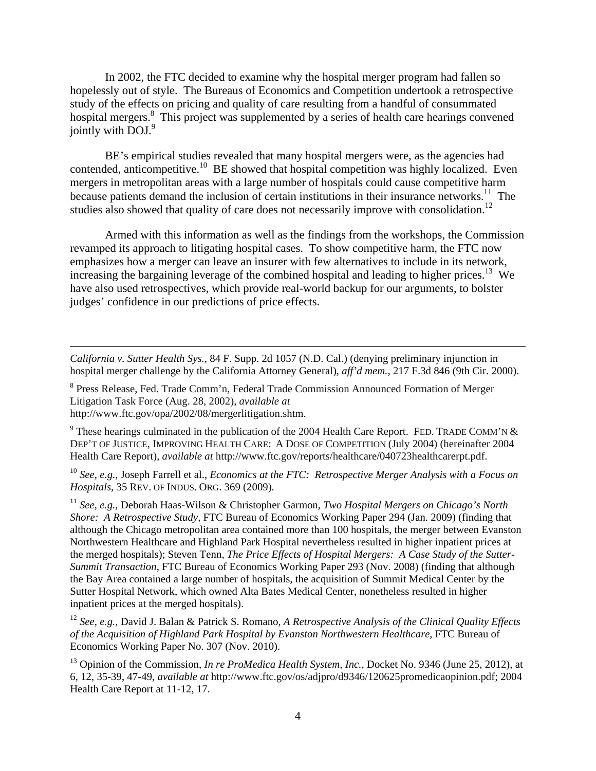In 2002, the FTC decided to examine why the hospital merger program had fallen so hopelessly out of style. The Bureaus of Economics and Competition undertook a retrospective study of the effects on pricing and quality of care resulting from a handful of consummated hospital mergers.[8] This project was supplemented by a series of health care hearings convened jointly with DOJ.[9]

BE's empirical studies revealed that many hospital mergers were, as the agencies had contended, anticompetitive.[10] BE showed that hospital competition was highly localized. Even mergers in metropolitan areas with a large number of hospitals could cause competitive harm because patients demand the inclusion of certain institutions in their insurance networks.[11] The studies also showed that quality of care does not necessarily improve with consolidation.[12]

Armed with this information as well as the findings from the workshops, the Commission revamped its approach to litigating hospital cases. To show competitive harm, the FTC now emphasizes how a merger can leave an insurer with few alternatives to include in its network, increasing the bargaining leverage of the combined hospital and leading to higher prices.[13] We have also used retrospectives, which provide real-world backup for our arguments, to bolster judges' confidence in our predictions of price effects.

---

*California v. Sutter Health Sys.*, 84 F. Supp. 2d 1057 (N.D. Cal.) (denying preliminary injunction in hospital merger challenge by the California Attorney General), *aff'd mem.*, 217 F.3d 846 (9th Cir. 2000).

[8] Press Release, Fed. Trade Comm'n, Federal Trade Commission Announced Formation of Merger Litigation Task Force (Aug. 28, 2002), *available at* http://www.ftc.gov/opa/2002/08/mergerlitigation.shtm.

[9] These hearings culminated in the publication of the 2004 Health Care Report. FED. TRADE COMM'N & DEP'T OF JUSTICE, IMPROVING HEALTH CARE: A DOSE OF COMPETITION (July 2004) (hereinafter 2004 Health Care Report), *available at* http://www.ftc.gov/reports/healthcare/040723healthcarerpt.pdf.

[10] *See, e.g.*, Joseph Farrell et al., *Economics at the FTC: Retrospective Merger Analysis with a Focus on Hospitals*, 35 REV. OF INDUS. ORG. 369 (2009).

[11] *See, e.g.*, Deborah Haas-Wilson & Christopher Garmon, *Two Hospital Mergers on Chicago's North Shore: A Retrospective Study,* FTC Bureau of Economics Working Paper 294 (Jan. 2009) (finding that although the Chicago metropolitan area contained more than 100 hospitals, the merger between Evanston Northwestern Healthcare and Highland Park Hospital nevertheless resulted in higher inpatient prices at the merged hospitals); Steven Tenn, *The Price Effects of Hospital Mergers: A Case Study of the Sutter-Summit Transaction*, FTC Bureau of Economics Working Paper 293 (Nov. 2008) (finding that although the Bay Area contained a large number of hospitals, the acquisition of Summit Medical Center by the Sutter Hospital Network, which owned Alta Bates Medical Center, nonetheless resulted in higher inpatient prices at the merged hospitals).

[12] *See, e.g.,* David J. Balan & Patrick S. Romano, *A Retrospective Analysis of the Clinical Quality Effects of the Acquisition of Highland Park Hospital by Evanston Northwestern Healthcare*, FTC Bureau of Economics Working Paper No. 307 (Nov. 2010).

[13] Opinion of the Commission, *In re ProMedica Health System, Inc.,* Docket No. 9346 (June 25, 2012), at 6, 12, 35-39, 47-49, *available at* http://www.ftc.gov/os/adjpro/d9346/120625promedicaopinion.pdf; 2004 Health Care Report at 11-12, 17.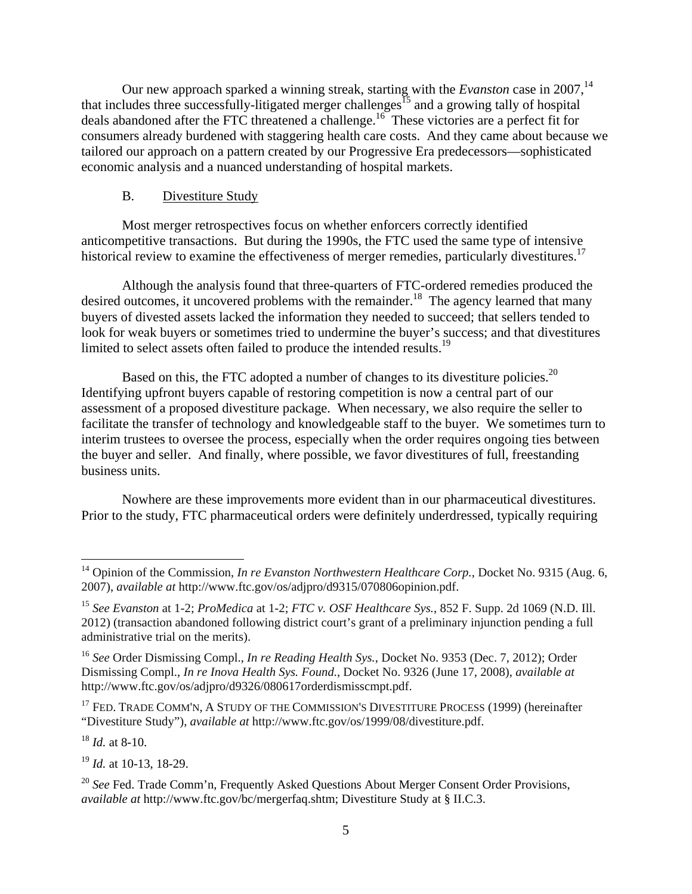Our new approach sparked a winning streak, starting with the *Evanston* case in 2007,[14] that includes three successfully-litigated merger challenges[15] and a growing tally of hospital deals abandoned after the FTC threatened a challenge.[16] These victories are a perfect fit for consumers already burdened with staggering health care costs. And they came about because we tailored our approach on a pattern created by our Progressive Era predecessors—sophisticated economic analysis and a nuanced understanding of hospital markets.

### B. <u>Divestiture Study</u>

Most merger retrospectives focus on whether enforcers correctly identified anticompetitive transactions. But during the 1990s, the FTC used the same type of intensive historical review to examine the effectiveness of merger remedies, particularly divestitures.[17]

Although the analysis found that three-quarters of FTC-ordered remedies produced the desired outcomes, it uncovered problems with the remainder.[18] The agency learned that many buyers of divested assets lacked the information they needed to succeed; that sellers tended to look for weak buyers or sometimes tried to undermine the buyer's success; and that divestitures limited to select assets often failed to produce the intended results.[19]

Based on this, the FTC adopted a number of changes to its divestiture policies.[20] Identifying upfront buyers capable of restoring competition is now a central part of our assessment of a proposed divestiture package. When necessary, we also require the seller to facilitate the transfer of technology and knowledgeable staff to the buyer. We sometimes turn to interim trustees to oversee the process, especially when the order requires ongoing ties between the buyer and seller. And finally, where possible, we favor divestitures of full, freestanding business units.

Nowhere are these improvements more evident than in our pharmaceutical divestitures. Prior to the study, FTC pharmaceutical orders were definitely underdressed, typically requiring

---

[14] Opinion of the Commission, *In re Evanston Northwestern Healthcare Corp.*, Docket No. 9315 (Aug. 6, 2007), *available at* http://www.ftc.gov/os/adjpro/d9315/070806opinion.pdf.

[15] *See Evanston* at 1-2; *ProMedica* at 1-2; *FTC v. OSF Healthcare Sys.*, 852 F. Supp. 2d 1069 (N.D. Ill. 2012) (transaction abandoned following district court's grant of a preliminary injunction pending a full administrative trial on the merits).

[16] *See* Order Dismissing Compl., *In re Reading Health Sys.*, Docket No. 9353 (Dec. 7, 2012); Order Dismissing Compl., *In re Inova Health Sys. Found.*, Docket No. 9326 (June 17, 2008), *available at* http://www.ftc.gov/os/adjpro/d9326/080617orderdismisscmpt.pdf.

[17] FED. TRADE COMM'N, A STUDY OF THE COMMISSION'S DIVESTITURE PROCESS (1999) (hereinafter "Divestiture Study"), *available at* http://www.ftc.gov/os/1999/08/divestiture.pdf.

[18] *Id.* at 8-10.

[19] *Id.* at 10-13, 18-29.

[20] *See* Fed. Trade Comm'n, Frequently Asked Questions About Merger Consent Order Provisions, *available at* http://www.ftc.gov/bc/mergerfaq.shtm; Divestiture Study at § II.C.3.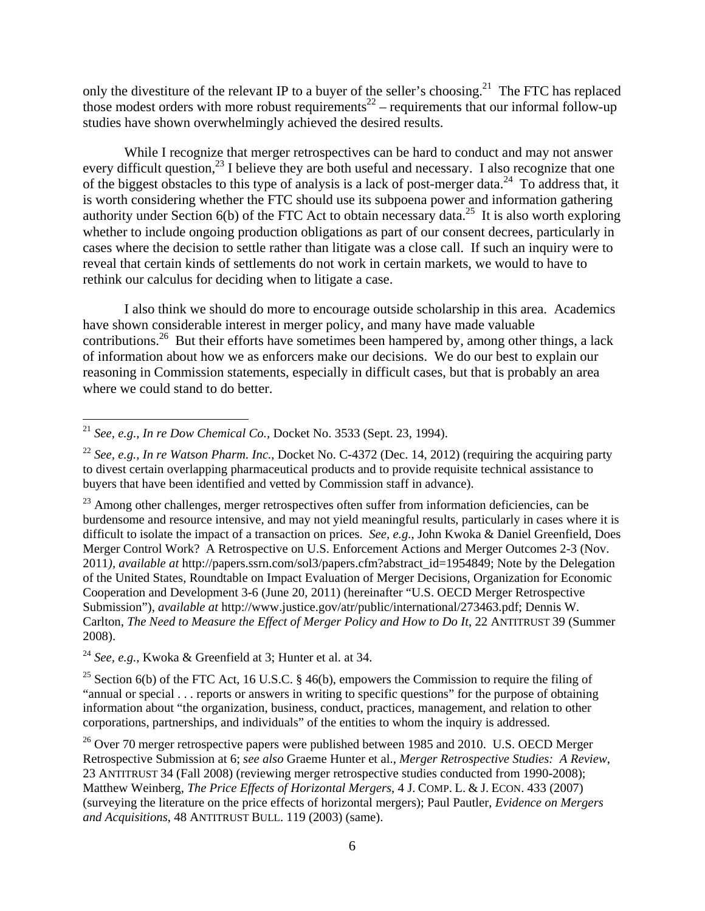only the divestiture of the relevant IP to a buyer of the seller's choosing.[21] The FTC has replaced those modest orders with more robust requirements[22] – requirements that our informal follow-up studies have shown overwhelmingly achieved the desired results.

While I recognize that merger retrospectives can be hard to conduct and may not answer every difficult question,[23] I believe they are both useful and necessary. I also recognize that one of the biggest obstacles to this type of analysis is a lack of post-merger data.[24] To address that, it is worth considering whether the FTC should use its subpoena power and information gathering authority under Section 6(b) of the FTC Act to obtain necessary data.[25] It is also worth exploring whether to include ongoing production obligations as part of our consent decrees, particularly in cases where the decision to settle rather than litigate was a close call. If such an inquiry were to reveal that certain kinds of settlements do not work in certain markets, we would to have to rethink our calculus for deciding when to litigate a case.

I also think we should do more to encourage outside scholarship in this area. Academics have shown considerable interest in merger policy, and many have made valuable contributions.[26] But their efforts have sometimes been hampered by, among other things, a lack of information about how we as enforcers make our decisions. We do our best to explain our reasoning in Commission statements, especially in difficult cases, but that is probably an area where we could stand to do better.

---

[21] *See, e.g., In re Dow Chemical Co.,* Docket No. 3533 (Sept. 23, 1994).

[22] *See, e.g., In re Watson Pharm. Inc.*, Docket No. C-4372 (Dec. 14, 2012) (requiring the acquiring party to divest certain overlapping pharmaceutical products and to provide requisite technical assistance to buyers that have been identified and vetted by Commission staff in advance).

[23] Among other challenges, merger retrospectives often suffer from information deficiencies, can be burdensome and resource intensive, and may not yield meaningful results, particularly in cases where it is difficult to isolate the impact of a transaction on prices. *See, e.g.*, John Kwoka & Daniel Greenfield, Does Merger Control Work? A Retrospective on U.S. Enforcement Actions and Merger Outcomes 2-3 (Nov. 2011), *available at* http://papers.ssrn.com/sol3/papers.cfm?abstract_id=1954849; Note by the Delegation of the United States, Roundtable on Impact Evaluation of Merger Decisions, Organization for Economic Cooperation and Development 3-6 (June 20, 2011) (hereinafter "U.S. OECD Merger Retrospective Submission"), *available at* http://www.justice.gov/atr/public/international/273463.pdf; Dennis W. Carlton, *The Need to Measure the Effect of Merger Policy and How to Do It*, 22 ANTITRUST 39 (Summer 2008).

[24] *See, e.g.*, Kwoka & Greenfield at 3; Hunter et al. at 34.

[25] Section 6(b) of the FTC Act, 16 U.S.C. § 46(b), empowers the Commission to require the filing of "annual or special . . . reports or answers in writing to specific questions" for the purpose of obtaining information about "the organization, business, conduct, practices, management, and relation to other corporations, partnerships, and individuals" of the entities to whom the inquiry is addressed.

[26] Over 70 merger retrospective papers were published between 1985 and 2010. U.S. OECD Merger Retrospective Submission at 6; *see also* Graeme Hunter et al., *Merger Retrospective Studies: A Review*, 23 ANTITRUST 34 (Fall 2008) (reviewing merger retrospective studies conducted from 1990-2008); Matthew Weinberg, *The Price Effects of Horizontal Mergers*, 4 J. COMP. L. & J. ECON. 433 (2007) (surveying the literature on the price effects of horizontal mergers); Paul Pautler, *Evidence on Mergers and Acquisitions*, 48 ANTITRUST BULL. 119 (2003) (same).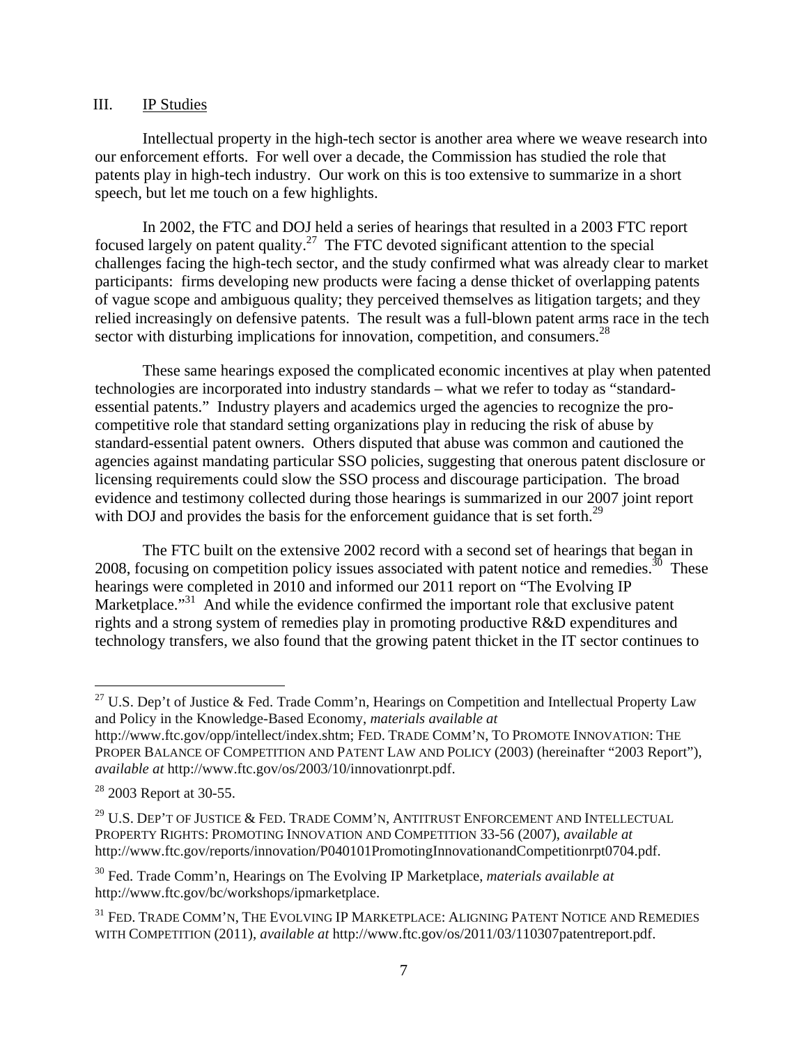## III. IP Studies

Intellectual property in the high-tech sector is another area where we weave research into our enforcement efforts. For well over a decade, the Commission has studied the role that patents play in high-tech industry. Our work on this is too extensive to summarize in a short speech, but let me touch on a few highlights.

In 2002, the FTC and DOJ held a series of hearings that resulted in a 2003 FTC report focused largely on patent quality.[27] The FTC devoted significant attention to the special challenges facing the high-tech sector, and the study confirmed what was already clear to market participants: firms developing new products were facing a dense thicket of overlapping patents of vague scope and ambiguous quality; they perceived themselves as litigation targets; and they relied increasingly on defensive patents. The result was a full-blown patent arms race in the tech sector with disturbing implications for innovation, competition, and consumers.[28]

These same hearings exposed the complicated economic incentives at play when patented technologies are incorporated into industry standards – what we refer to today as "standard-essential patents." Industry players and academics urged the agencies to recognize the pro-competitive role that standard setting organizations play in reducing the risk of abuse by standard-essential patent owners. Others disputed that abuse was common and cautioned the agencies against mandating particular SSO policies, suggesting that onerous patent disclosure or licensing requirements could slow the SSO process and discourage participation. The broad evidence and testimony collected during those hearings is summarized in our 2007 joint report with DOJ and provides the basis for the enforcement guidance that is set forth.[29]

The FTC built on the extensive 2002 record with a second set of hearings that began in 2008, focusing on competition policy issues associated with patent notice and remedies.[30] These hearings were completed in 2010 and informed our 2011 report on "The Evolving IP Marketplace."[31] And while the evidence confirmed the important role that exclusive patent rights and a strong system of remedies play in promoting productive R&D expenditures and technology transfers, we also found that the growing patent thicket in the IT sector continues to

---

[27] U.S. Dep't of Justice & Fed. Trade Comm'n, Hearings on Competition and Intellectual Property Law and Policy in the Knowledge-Based Economy, *materials available at* http://www.ftc.gov/opp/intellect/index.shtm; FED. TRADE COMM'N, TO PROMOTE INNOVATION: THE PROPER BALANCE OF COMPETITION AND PATENT LAW AND POLICY (2003) (hereinafter "2003 Report"), *available at* http://www.ftc.gov/os/2003/10/innovationrpt.pdf.

[28] 2003 Report at 30-55.

[29] U.S. DEP'T OF JUSTICE & FED. TRADE COMM'N, ANTITRUST ENFORCEMENT AND INTELLECTUAL PROPERTY RIGHTS: PROMOTING INNOVATION AND COMPETITION 33-56 (2007), *available at* http://www.ftc.gov/reports/innovation/P040101PromotingInnovationandCompetitionrpt0704.pdf.

[30] Fed. Trade Comm'n, Hearings on The Evolving IP Marketplace, *materials available at* http://www.ftc.gov/bc/workshops/ipmarketplace.

[31] FED. TRADE COMM'N, THE EVOLVING IP MARKETPLACE: ALIGNING PATENT NOTICE AND REMEDIES WITH COMPETITION (2011), *available at* http://www.ftc.gov/os/2011/03/110307patentreport.pdf.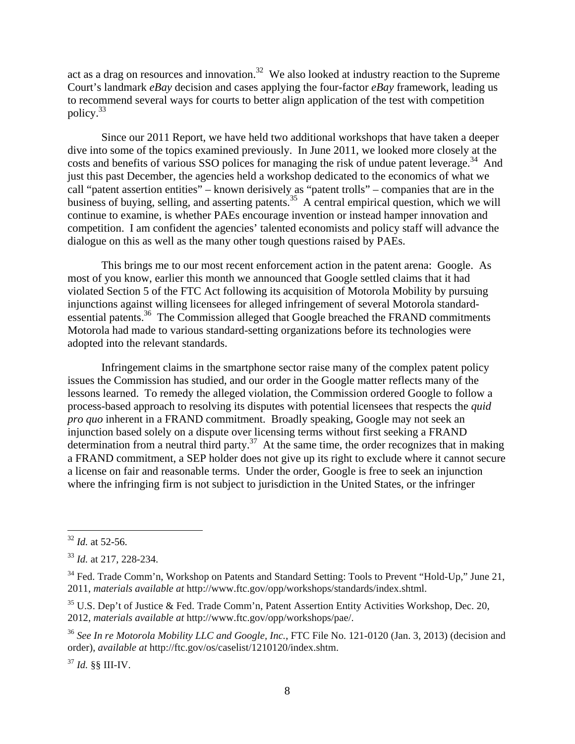act as a drag on resources and innovation.[32] We also looked at industry reaction to the Supreme Court's landmark *eBay* decision and cases applying the four-factor *eBay* framework, leading us to recommend several ways for courts to better align application of the test with competition policy.[33]

Since our 2011 Report, we have held two additional workshops that have taken a deeper dive into some of the topics examined previously. In June 2011, we looked more closely at the costs and benefits of various SSO polices for managing the risk of undue patent leverage.[34] And just this past December, the agencies held a workshop dedicated to the economics of what we call "patent assertion entities" – known derisively as "patent trolls" – companies that are in the business of buying, selling, and asserting patents.[35] A central empirical question, which we will continue to examine, is whether PAEs encourage invention or instead hamper innovation and competition. I am confident the agencies' talented economists and policy staff will advance the dialogue on this as well as the many other tough questions raised by PAEs.

This brings me to our most recent enforcement action in the patent arena: Google. As most of you know, earlier this month we announced that Google settled claims that it had violated Section 5 of the FTC Act following its acquisition of Motorola Mobility by pursuing injunctions against willing licensees for alleged infringement of several Motorola standard-essential patents.[36] The Commission alleged that Google breached the FRAND commitments Motorola had made to various standard-setting organizations before its technologies were adopted into the relevant standards.

Infringement claims in the smartphone sector raise many of the complex patent policy issues the Commission has studied, and our order in the Google matter reflects many of the lessons learned. To remedy the alleged violation, the Commission ordered Google to follow a process-based approach to resolving its disputes with potential licensees that respects the *quid pro quo* inherent in a FRAND commitment. Broadly speaking, Google may not seek an injunction based solely on a dispute over licensing terms without first seeking a FRAND determination from a neutral third party.[37] At the same time, the order recognizes that in making a FRAND commitment, a SEP holder does not give up its right to exclude where it cannot secure a license on fair and reasonable terms. Under the order, Google is free to seek an injunction where the infringing firm is not subject to jurisdiction in the United States, or the infringer

---

[32] *Id.* at 52-56.

[33] *Id.* at 217, 228-234.

[34] Fed. Trade Comm'n, Workshop on Patents and Standard Setting: Tools to Prevent "Hold-Up," June 21, 2011, *materials available at* http://www.ftc.gov/opp/workshops/standards/index.shtml.

[35] U.S. Dep't of Justice & Fed. Trade Comm'n, Patent Assertion Entity Activities Workshop, Dec. 20, 2012, *materials available at* http://www.ftc.gov/opp/workshops/pae/.

[36] *See In re Motorola Mobility LLC and Google, Inc.*, FTC File No. 121-0120 (Jan. 3, 2013) (decision and order), *available at* http://ftc.gov/os/caselist/1210120/index.shtm.

[37] *Id.* §§ III-IV.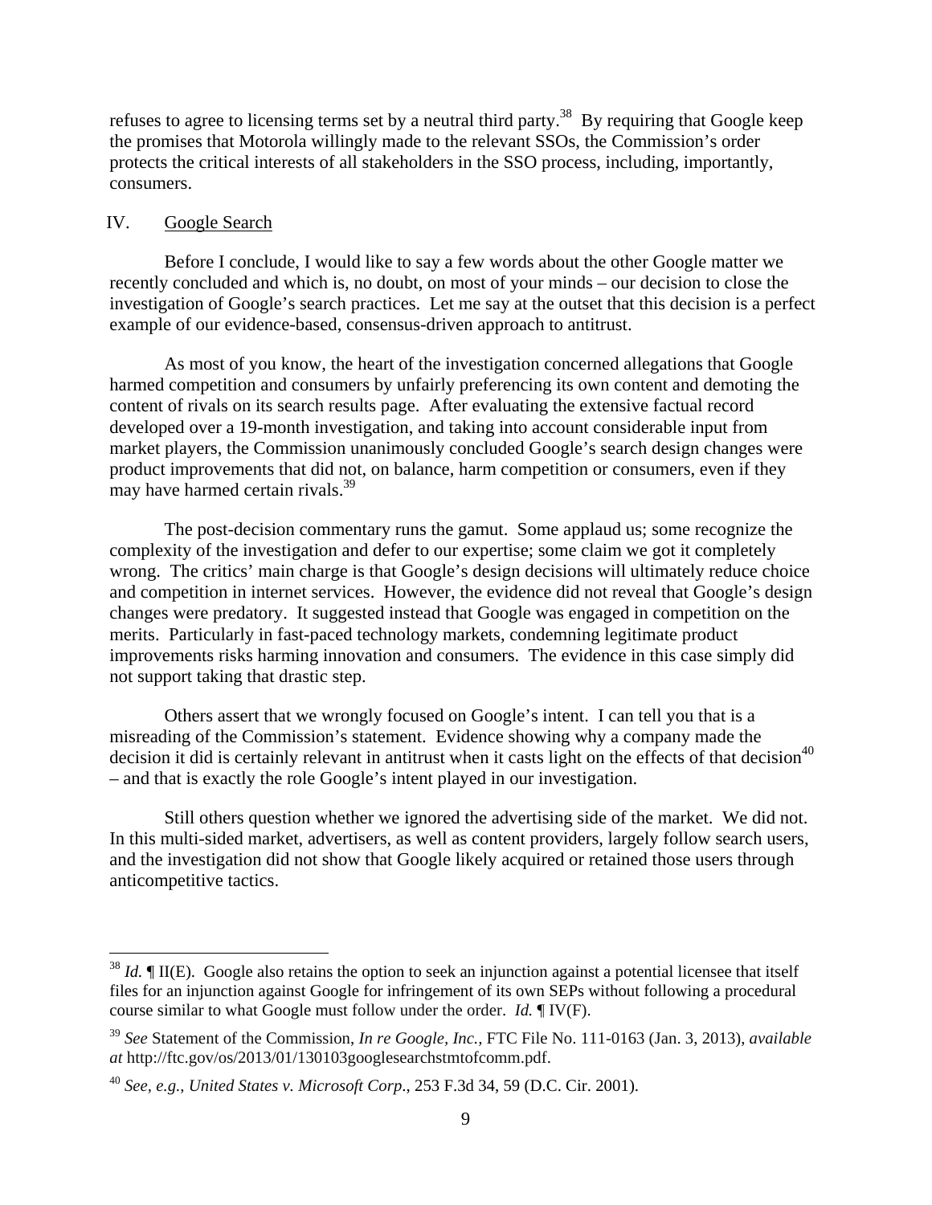refuses to agree to licensing terms set by a neutral third party.[38] By requiring that Google keep the promises that Motorola willingly made to the relevant SSOs, the Commission's order protects the critical interests of all stakeholders in the SSO process, including, importantly, consumers.

## IV. Google Search

Before I conclude, I would like to say a few words about the other Google matter we recently concluded and which is, no doubt, on most of your minds – our decision to close the investigation of Google's search practices. Let me say at the outset that this decision is a perfect example of our evidence-based, consensus-driven approach to antitrust.

As most of you know, the heart of the investigation concerned allegations that Google harmed competition and consumers by unfairly preferencing its own content and demoting the content of rivals on its search results page. After evaluating the extensive factual record developed over a 19-month investigation, and taking into account considerable input from market players, the Commission unanimously concluded Google's search design changes were product improvements that did not, on balance, harm competition or consumers, even if they may have harmed certain rivals.[39]

The post-decision commentary runs the gamut. Some applaud us; some recognize the complexity of the investigation and defer to our expertise; some claim we got it completely wrong. The critics' main charge is that Google's design decisions will ultimately reduce choice and competition in internet services. However, the evidence did not reveal that Google's design changes were predatory. It suggested instead that Google was engaged in competition on the merits. Particularly in fast-paced technology markets, condemning legitimate product improvements risks harming innovation and consumers. The evidence in this case simply did not support taking that drastic step.

Others assert that we wrongly focused on Google's intent. I can tell you that is a misreading of the Commission's statement. Evidence showing why a company made the decision it did is certainly relevant in antitrust when it casts light on the effects of that decision[40] – and that is exactly the role Google's intent played in our investigation.

Still others question whether we ignored the advertising side of the market. We did not. In this multi-sided market, advertisers, as well as content providers, largely follow search users, and the investigation did not show that Google likely acquired or retained those users through anticompetitive tactics.

---

[38] *Id.* ¶ II(E). Google also retains the option to seek an injunction against a potential licensee that itself files for an injunction against Google for infringement of its own SEPs without following a procedural course similar to what Google must follow under the order. *Id.* ¶ IV(F).

[39] *See* Statement of the Commission, *In re Google, Inc.*, FTC File No. 111-0163 (Jan. 3, 2013), *available at* http://ftc.gov/os/2013/01/130103googlesearchstmtofcomm.pdf.

[40] *See, e.g.*, *United States v. Microsoft Corp.*, 253 F.3d 34, 59 (D.C. Cir. 2001).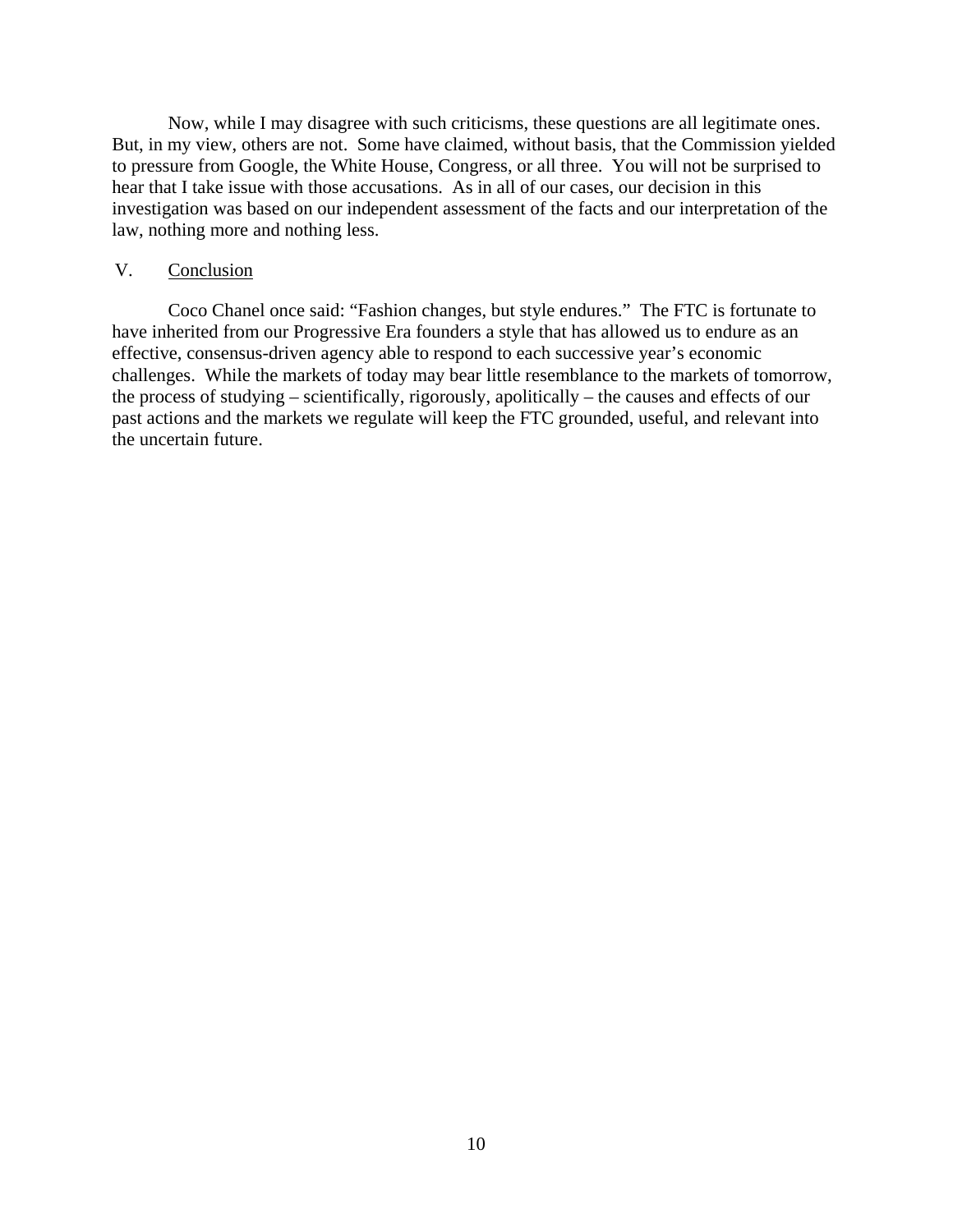Now, while I may disagree with such criticisms, these questions are all legitimate ones. But, in my view, others are not. Some have claimed, without basis, that the Commission yielded to pressure from Google, the White House, Congress, or all three. You will not be surprised to hear that I take issue with those accusations. As in all of our cases, our decision in this investigation was based on our independent assessment of the facts and our interpretation of the law, nothing more and nothing less.

## V. Conclusion

Coco Chanel once said: "Fashion changes, but style endures." The FTC is fortunate to have inherited from our Progressive Era founders a style that has allowed us to endure as an effective, consensus-driven agency able to respond to each successive year's economic challenges. While the markets of today may bear little resemblance to the markets of tomorrow, the process of studying – scientifically, rigorously, apolitically – the causes and effects of our past actions and the markets we regulate will keep the FTC grounded, useful, and relevant into the uncertain future.